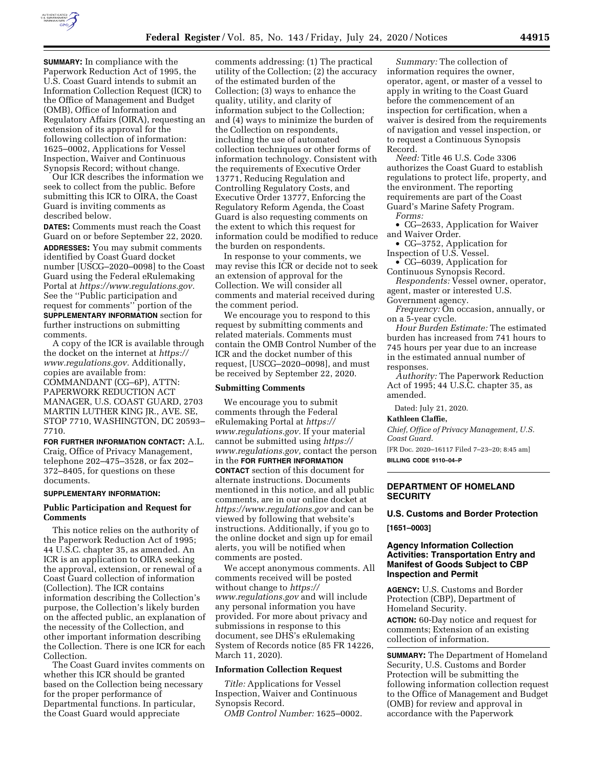**SUMMARY:** In compliance with the Paperwork Reduction Act of 1995, the U.S. Coast Guard intends to submit an Information Collection Request (ICR) to the Office of Management and Budget (OMB), Office of Information and Regulatory Affairs (OIRA), requesting an extension of its approval for the following collection of information: 1625–0002, Applications for Vessel Inspection, Waiver and Continuous Synopsis Record; without change.

Our ICR describes the information we seek to collect from the public. Before submitting this ICR to OIRA, the Coast Guard is inviting comments as described below.

**DATES:** Comments must reach the Coast Guard on or before September 22, 2020.

**ADDRESSES:** You may submit comments identified by Coast Guard docket number [USCG–2020–0098] to the Coast Guard using the Federal eRulemaking Portal at *https://www.regulations.gov.* See the ''Public participation and request for comments'' portion of the **SUPPLEMENTARY INFORMATION** section for further instructions on submitting comments.

A copy of the ICR is available through the docket on the internet at *https://www.regulations.gov.* Additionally, copies are available from: COMMANDANT (CG–6P), ATTN: PAPERWORK REDUCTION ACT MANAGER, U.S. COAST GUARD, 2703 MARTIN LUTHER KING JR., AVE. SE, STOP 7710, WASHINGTON, DC 20593–7710.

**FOR FURTHER INFORMATION CONTACT:** A.L. Craig, Office of Privacy Management, telephone 202–475–3528, or fax 202–372–8405, for questions on these documents.

**SUPPLEMENTARY INFORMATION:**

### Public Participation and Request for Comments

This notice relies on the authority of the Paperwork Reduction Act of 1995; 44 U.S.C. chapter 35, as amended. An ICR is an application to OIRA seeking the approval, extension, or renewal of a Coast Guard collection of information (Collection). The ICR contains information describing the Collection's purpose, the Collection's likely burden on the affected public, an explanation of the necessity of the Collection, and other important information describing the Collection. There is one ICR for each Collection.

The Coast Guard invites comments on whether this ICR should be granted based on the Collection being necessary for the proper performance of Departmental functions. In particular, the Coast Guard would appreciate comments addressing: (1) The practical utility of the Collection; (2) the accuracy of the estimated burden of the Collection; (3) ways to enhance the quality, utility, and clarity of information subject to the Collection; and (4) ways to minimize the burden of the Collection on respondents, including the use of automated collection techniques or other forms of information technology. Consistent with the requirements of Executive Order 13771, Reducing Regulation and Controlling Regulatory Costs, and Executive Order 13777, Enforcing the Regulatory Reform Agenda, the Coast Guard is also requesting comments on the extent to which this request for information could be modified to reduce the burden on respondents.

In response to your comments, we may revise this ICR or decide not to seek an extension of approval for the Collection. We will consider all comments and material received during the comment period.

We encourage you to respond to this request by submitting comments and related materials. Comments must contain the OMB Control Number of the ICR and the docket number of this request, [USCG–2020–0098], and must be received by September 22, 2020.

### Submitting Comments

We encourage you to submit comments through the Federal eRulemaking Portal at *https://www.regulations.gov.* If your material cannot be submitted using *https://www.regulations.gov,* contact the person in the **FOR FURTHER INFORMATION CONTACT** section of this document for alternate instructions. Documents mentioned in this notice, and all public comments, are in our online docket at *https://www.regulations.gov* and can be viewed by following that website's instructions. Additionally, if you go to the online docket and sign up for email alerts, you will be notified when comments are posted.

We accept anonymous comments. All comments received will be posted without change to *https://www.regulations.gov* and will include any personal information you have provided. For more about privacy and submissions in response to this document, see DHS's eRulemaking System of Records notice (85 FR 14226, March 11, 2020).

### Information Collection Request

*Title:* Applications for Vessel Inspection, Waiver and Continuous Synopsis Record.

*OMB Control Number:* 1625–0002.

*Summary:* The collection of information requires the owner, operator, agent, or master of a vessel to apply in writing to the Coast Guard before the commencement of an inspection for certification, when a waiver is desired from the requirements of navigation and vessel inspection, or to request a Continuous Synopsis Record.

*Need:* Title 46 U.S. Code 3306 authorizes the Coast Guard to establish regulations to protect life, property, and the environment. The reporting requirements are part of the Coast Guard's Marine Safety Program.

*Forms:*

- CG–2633, Application for Waiver and Waiver Order.
- CG–3752, Application for Inspection of U.S. Vessel.
- CG–6039, Application for Continuous Synopsis Record.

*Respondents:* Vessel owner, operator, agent, master or interested U.S. Government agency.

*Frequency:* On occasion, annually, or on a 5-year cycle.

*Hour Burden Estimate:* The estimated burden has increased from 741 hours to 745 hours per year due to an increase in the estimated annual number of responses.

*Authority:* The Paperwork Reduction Act of 1995; 44 U.S.C. chapter 35, as amended.

Dated: July 21, 2020.

**Kathleen Claffie,**

*Chief, Office of Privacy Management, U.S. Coast Guard.*

[FR Doc. 2020–16117 Filed 7–23–20; 8:45 am]

**BILLING CODE 9110–04–P**

---

## DEPARTMENT OF HOMELAND SECURITY

### U.S. Customs and Border Protection

**[1651–0003]**

### Agency Information Collection Activities: Transportation Entry and Manifest of Goods Subject to CBP Inspection and Permit

**AGENCY:** U.S. Customs and Border Protection (CBP), Department of Homeland Security.

**ACTION:** 60-Day notice and request for comments; Extension of an existing collection of information.

**SUMMARY:** The Department of Homeland Security, U.S. Customs and Border Protection will be submitting the following information collection request to the Office of Management and Budget (OMB) for review and approval in accordance with the Paperwork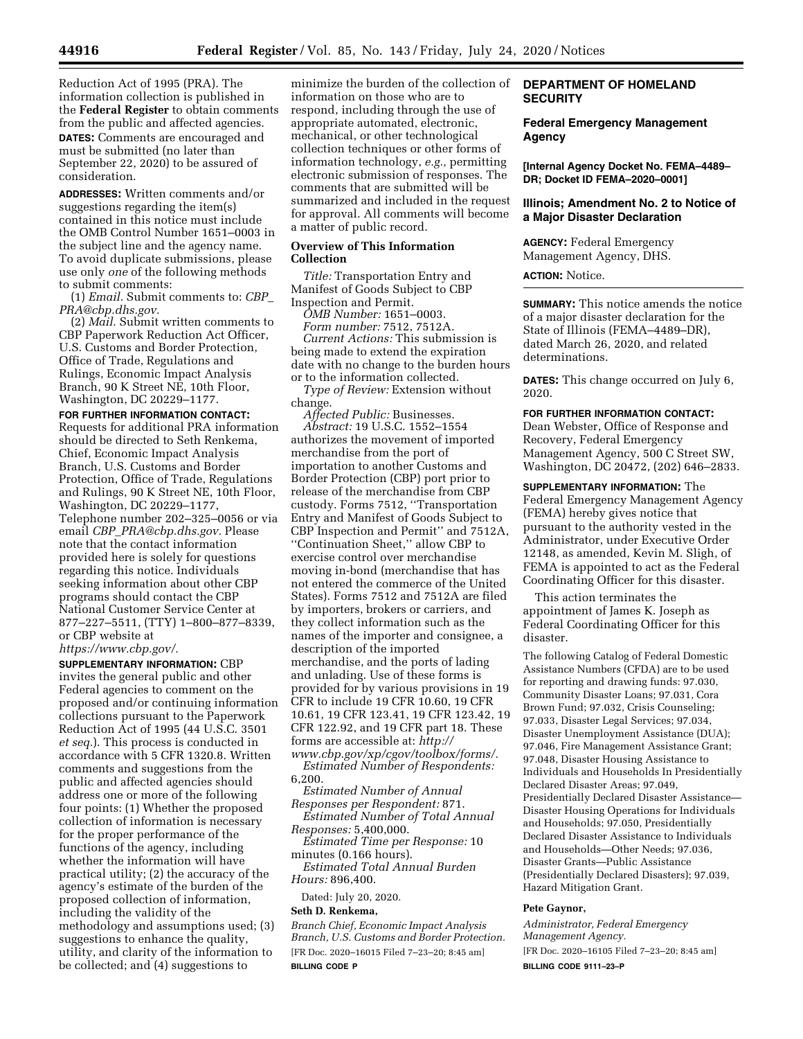Reduction Act of 1995 (PRA). The information collection is published in the **Federal Register** to obtain comments from the public and affected agencies.

**DATES:** Comments are encouraged and must be submitted (no later than September 22, 2020) to be assured of consideration.

**ADDRESSES:** Written comments and/or suggestions regarding the item(s) contained in this notice must include the OMB Control Number 1651–0003 in the subject line and the agency name. To avoid duplicate submissions, please use only *one* of the following methods to submit comments:

(1) *Email.* Submit comments to: *CBP_PRA@cbp.dhs.gov.*

(2) *Mail.* Submit written comments to CBP Paperwork Reduction Act Officer, U.S. Customs and Border Protection, Office of Trade, Regulations and Rulings, Economic Impact Analysis Branch, 90 K Street NE, 10th Floor, Washington, DC 20229–1177.

**FOR FURTHER INFORMATION CONTACT:** Requests for additional PRA information should be directed to Seth Renkema, Chief, Economic Impact Analysis Branch, U.S. Customs and Border Protection, Office of Trade, Regulations and Rulings, 90 K Street NE, 10th Floor, Washington, DC 20229–1177, Telephone number 202–325–0056 or via email *CBP_PRA@cbp.dhs.gov.* Please note that the contact information provided here is solely for questions regarding this notice. Individuals seeking information about other CBP programs should contact the CBP National Customer Service Center at 877–227–5511, (TTY) 1–800–877–8339, or CBP website at *https://www.cbp.gov/.*

**SUPPLEMENTARY INFORMATION:** CBP invites the general public and other Federal agencies to comment on the proposed and/or continuing information collections pursuant to the Paperwork Reduction Act of 1995 (44 U.S.C. 3501 *et seq.*). This process is conducted in accordance with 5 CFR 1320.8. Written comments and suggestions from the public and affected agencies should address one or more of the following four points: (1) Whether the proposed collection of information is necessary for the proper performance of the functions of the agency, including whether the information will have practical utility; (2) the accuracy of the agency's estimate of the burden of the proposed collection of information, including the validity of the methodology and assumptions used; (3) suggestions to enhance the quality, utility, and clarity of the information to be collected; and (4) suggestions to minimize the burden of the collection of information on those who are to respond, including through the use of appropriate automated, electronic, mechanical, or other technological collection techniques or other forms of information technology, *e.g.,* permitting electronic submission of responses. The comments that are submitted will be summarized and included in the request for approval. All comments will become a matter of public record.

**Overview of This Information Collection**

*Title:* Transportation Entry and Manifest of Goods Subject to CBP Inspection and Permit.

*OMB Number:* 1651–0003.

*Form number:* 7512, 7512A.

*Current Actions:* This submission is being made to extend the expiration date with no change to the burden hours or to the information collected.

*Type of Review:* Extension without change.

*Affected Public:* Businesses.

*Abstract:* 19 U.S.C. 1552–1554 authorizes the movement of imported merchandise from the port of importation to another Customs and Border Protection (CBP) port prior to release of the merchandise from CBP custody. Forms 7512, ''Transportation Entry and Manifest of Goods Subject to CBP Inspection and Permit'' and 7512A, ''Continuation Sheet,'' allow CBP to exercise control over merchandise moving in-bond (merchandise that has not entered the commerce of the United States). Forms 7512 and 7512A are filed by importers, brokers or carriers, and they collect information such as the names of the importer and consignee, a description of the imported merchandise, and the ports of lading and unlading. Use of these forms is provided for by various provisions in 19 CFR to include 19 CFR 10.60, 19 CFR 10.61, 19 CFR 123.41, 19 CFR 123.42, 19 CFR 122.92, and 19 CFR part 18. These forms are accessible at: *http://www.cbp.gov/xp/cgov/toolbox/forms/.*

*Estimated Number of Respondents:* 6,200.

*Estimated Number of Annual Responses per Respondent:* 871.

*Estimated Number of Total Annual Responses:* 5,400,000.

*Estimated Time per Response:* 10 minutes (0.166 hours).

*Estimated Total Annual Burden Hours:* 896,400.

Dated: July 20, 2020.

**Seth D. Renkema,**

*Branch Chief, Economic Impact Analysis Branch, U.S. Customs and Border Protection.*

[FR Doc. 2020–16015 Filed 7–23–20; 8:45 am]

**BILLING CODE P**

## DEPARTMENT OF HOMELAND SECURITY

### Federal Emergency Management Agency

**[Internal Agency Docket No. FEMA–4489–DR; Docket ID FEMA–2020–0001]**

### Illinois; Amendment No. 2 to Notice of a Major Disaster Declaration

**AGENCY:** Federal Emergency Management Agency, DHS.

**ACTION:** Notice.

**SUMMARY:** This notice amends the notice of a major disaster declaration for the State of Illinois (FEMA–4489–DR), dated March 26, 2020, and related determinations.

**DATES:** This change occurred on July 6, 2020.

**FOR FURTHER INFORMATION CONTACT:** Dean Webster, Office of Response and Recovery, Federal Emergency Management Agency, 500 C Street SW, Washington, DC 20472, (202) 646–2833.

**SUPPLEMENTARY INFORMATION:** The Federal Emergency Management Agency (FEMA) hereby gives notice that pursuant to the authority vested in the Administrator, under Executive Order 12148, as amended, Kevin M. Sligh, of FEMA is appointed to act as the Federal Coordinating Officer for this disaster.

This action terminates the appointment of James K. Joseph as Federal Coordinating Officer for this disaster.

The following Catalog of Federal Domestic Assistance Numbers (CFDA) are to be used for reporting and drawing funds: 97.030, Community Disaster Loans; 97.031, Cora Brown Fund; 97.032, Crisis Counseling; 97.033, Disaster Legal Services; 97.034, Disaster Unemployment Assistance (DUA); 97.046, Fire Management Assistance Grant; 97.048, Disaster Housing Assistance to Individuals and Households In Presidentially Declared Disaster Areas; 97.049, Presidentially Declared Disaster Assistance— Disaster Housing Operations for Individuals and Households; 97.050, Presidentially Declared Disaster Assistance to Individuals and Households—Other Needs; 97.036, Disaster Grants—Public Assistance (Presidentially Declared Disasters); 97.039, Hazard Mitigation Grant.

**Pete Gaynor,**

*Administrator, Federal Emergency Management Agency.*

[FR Doc. 2020–16105 Filed 7–23–20; 8:45 am]

**BILLING CODE 9111–23–P**